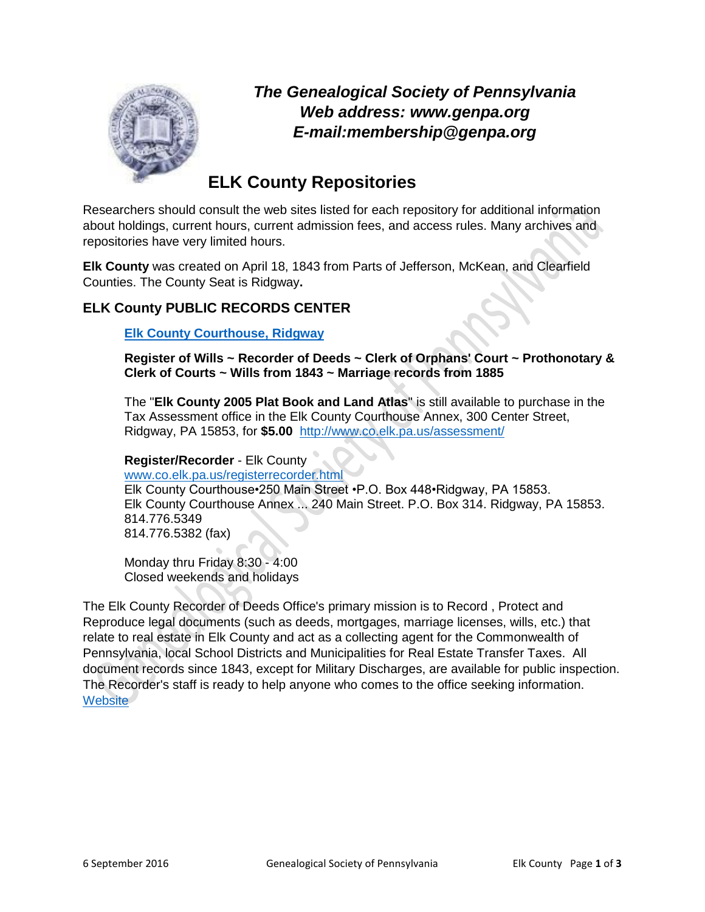***The Genealogical Society of Pennsylvania***
***Web address: www.genpa.org***
***E-mail:membership@genpa.org***

# ELK County Repositories

Researchers should consult the web sites listed for each repository for additional information about holdings, current hours, current admission fees, and access rules. Many archives and repositories have very limited hours.

**Elk County** was created on April 18, 1843 from Parts of Jefferson, McKean, and Clearfield Counties. The County Seat is Ridgway**.**

## ELK County PUBLIC RECORDS CENTER

**Elk County Courthouse, Ridgway**

**Register of Wills ~ Recorder of Deeds ~ Clerk of Orphans' Court ~ Prothonotary & Clerk of Courts ~ Wills from 1843 ~ Marriage records from 1885**

The "**Elk County 2005 Plat Book and Land Atlas**" is still available to purchase in the Tax Assessment office in the Elk County Courthouse Annex, 300 Center Street, Ridgway, PA 15853, for **$5.00** http://www.co.elk.pa.us/assessment/

**Register/Recorder** - Elk County
www.co.elk.pa.us/registerrecorder.html
Elk County Courthouse•250 Main Street •P.O. Box 448•Ridgway, PA 15853.
Elk County Courthouse Annex ... 240 Main Street. P.O. Box 314. Ridgway, PA 15853.
814.776.5349
814.776.5382 (fax)

Monday thru Friday 8:30 - 4:00
Closed weekends and holidays

The Elk County Recorder of Deeds Office's primary mission is to Record , Protect and Reproduce legal documents (such as deeds, mortgages, marriage licenses, wills, etc.) that relate to real estate in Elk County and act as a collecting agent for the Commonwealth of Pennsylvania, local School Districts and Municipalities for Real Estate Transfer Taxes. All document records since 1843, except for Military Discharges, are available for public inspection. The Recorder's staff is ready to help anyone who comes to the office seeking information. Website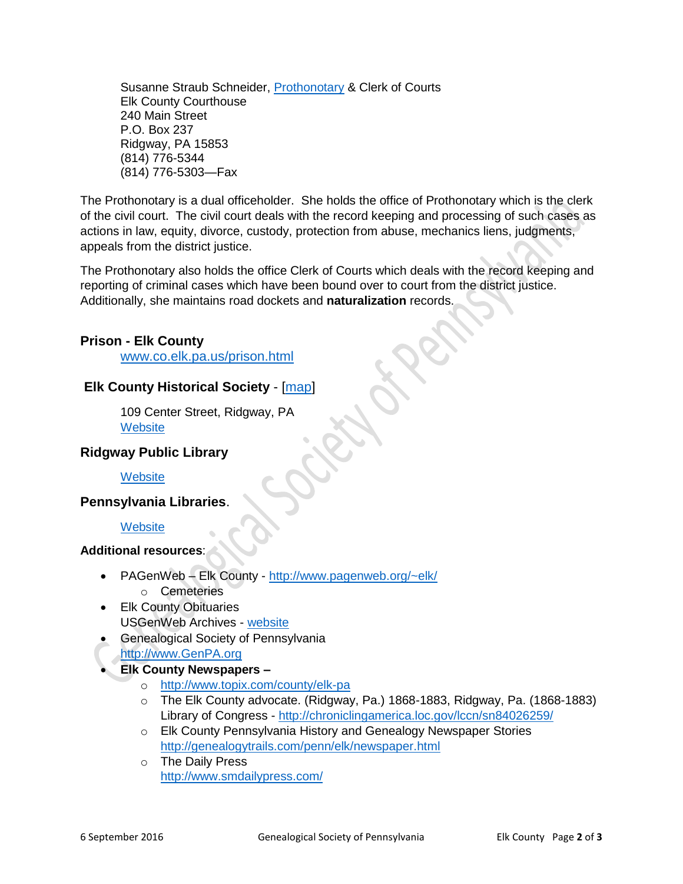Susanne Straub Schneider, Prothonotary & Clerk of Courts
Elk County Courthouse
240 Main Street
P.O. Box 237
Ridgway, PA 15853
(814) 776-5344
(814) 776-5303—Fax

The Prothonotary is a dual officeholder. She holds the office of Prothonotary which is the clerk of the civil court. The civil court deals with the record keeping and processing of such cases as actions in law, equity, divorce, custody, protection from abuse, mechanics liens, judgments, appeals from the district justice.

The Prothonotary also holds the office Clerk of Courts which deals with the record keeping and reporting of criminal cases which have been bound over to court from the district justice. Additionally, she maintains road dockets and **naturalization** records.

### Prison - Elk County

www.co.elk.pa.us/prison.html

### Elk County Historical Society - [map]

109 Center Street, Ridgway, PA
Website

### Ridgway Public Library

Website

### Pennsylvania Libraries.

Website

**Additional resources**:

- PAGenWeb – Elk County - http://www.pagenweb.org/~elk/
  - Cemeteries
- Elk County Obituaries
  USGenWeb Archives - website
- Genealogical Society of Pennsylvania
  http://www.GenPA.org
- **Elk County Newspapers –**
  - http://www.topix.com/county/elk-pa
  - The Elk County advocate. (Ridgway, Pa.) 1868-1883, Ridgway, Pa. (1868-1883) Library of Congress - http://chroniclingamerica.loc.gov/lccn/sn84026259/
  - Elk County Pennsylvania History and Genealogy Newspaper Stories http://genealogytrails.com/penn/elk/newspaper.html
  - The Daily Press
    http://www.smdailypress.com/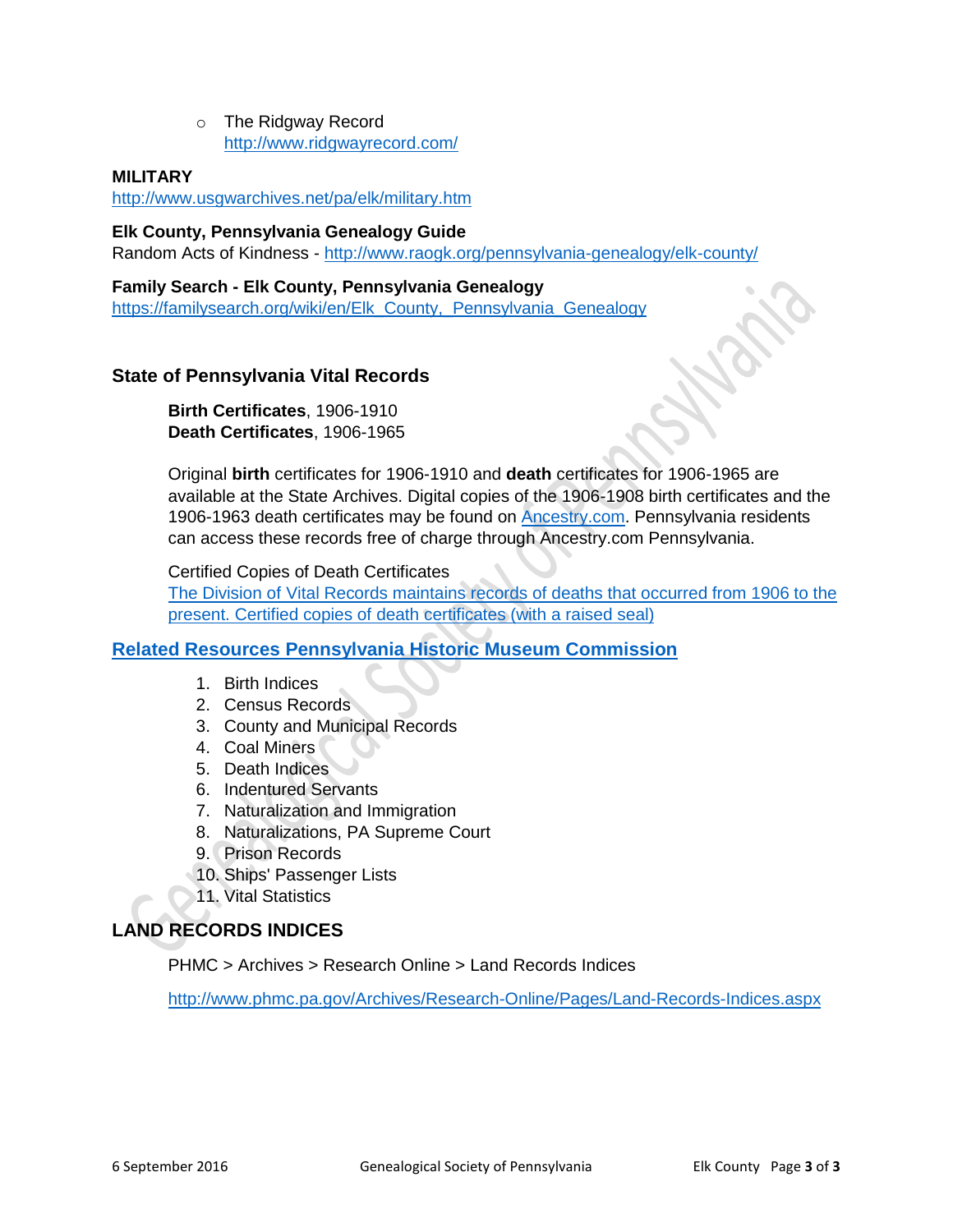- The Ridgway Record
  [http://www.ridgwayrecord.com/](http://www.ridgwayrecord.com/)

**MILITARY**
[http://www.usgwarchives.net/pa/elk/military.htm](http://www.usgwarchives.net/pa/elk/military.htm)

**Elk County, Pennsylvania Genealogy Guide**
Random Acts of Kindness - [http://www.raogk.org/pennsylvania-genealogy/elk-county/](http://www.raogk.org/pennsylvania-genealogy/elk-county/)

**Family Search - Elk County, Pennsylvania Genealogy**
[https://familysearch.org/wiki/en/Elk_County,_Pennsylvania_Genealogy](https://familysearch.org/wiki/en/Elk_County,_Pennsylvania_Genealogy)

## State of Pennsylvania Vital Records

**Birth Certificates**, 1906-1910
**Death Certificates**, 1906-1965

Original **birth** certificates for 1906-1910 and **death** certificates for 1906-1965 are available at the State Archives. Digital copies of the 1906-1908 birth certificates and the 1906-1963 death certificates may be found on Ancestry.com. Pennsylvania residents can access these records free of charge through Ancestry.com Pennsylvania.

Certified Copies of Death Certificates
The Division of Vital Records maintains records of deaths that occurred from 1906 to the present. Certified copies of death certificates (with a raised seal)

## Related Resources Pennsylvania Historic Museum Commission

1. Birth Indices
2. Census Records
3. County and Municipal Records
4. Coal Miners
5. Death Indices
6. Indentured Servants
7. Naturalization and Immigration
8. Naturalizations, PA Supreme Court
9. Prison Records
10. Ships' Passenger Lists
11. Vital Statistics

## LAND RECORDS INDICES

PHMC > Archives > Research Online > Land Records Indices

[http://www.phmc.pa.gov/Archives/Research-Online/Pages/Land-Records-Indices.aspx](http://www.phmc.pa.gov/Archives/Research-Online/Pages/Land-Records-Indices.aspx)